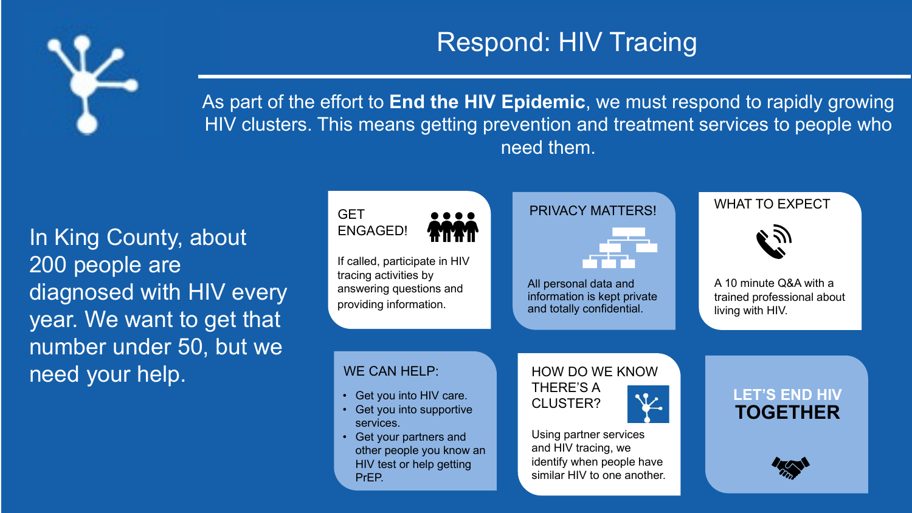# Respond: HIV Tracing

As part of the effort to **End the HIV Epidemic**, we must respond to rapidly growing HIV clusters. This means getting prevention and treatment services to people who need them.

In King County, about 200 people are diagnosed with HIV every year. We want to get that number under 50, but we need your help.

## GET ENGAGED!

If called, participate in HIV tracing activities by answering questions and providing information.

## PRIVACY MATTERS!

All personal data and information is kept private and totally confidential.

## WHAT TO EXPECT

A 10 minute Q&A with a trained professional about living with HIV.

## WE CAN HELP:

- Get you into HIV care.
- Get you into supportive services.
- Get your partners and other people you know an HIV test or help getting PrEP.

## HOW DO WE KNOW THERE'S A CLUSTER?

Using partner services and HIV tracing, we identify when people have similar HIV to one another.

## LET'S END HIV **TOGETHER**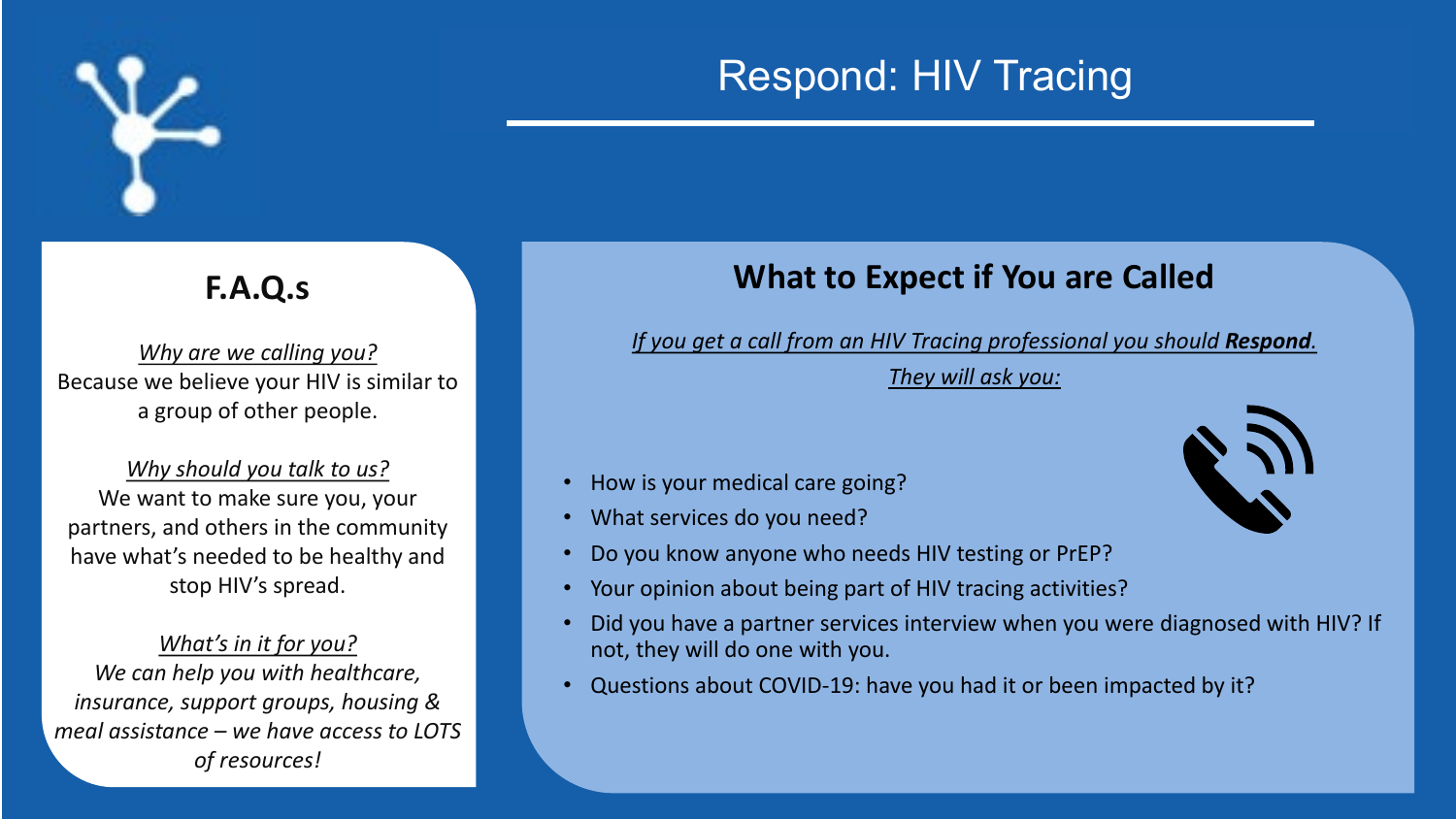# Respond: HIV Tracing

## F.A.Q.s

*Why are we calling you?*
Because we believe your HIV is similar to a group of other people.

*Why should you talk to us?*
We want to make sure you, your partners, and others in the community have what's needed to be healthy and stop HIV's spread.

*What's in it for you?*
*We can help you with healthcare, insurance, support groups, housing & meal assistance – we have access to LOTS of resources!*

## What to Expect if You are Called

*If you get a call from an HIV Tracing professional you should* ***Respond****.*

*They will ask you:*

- How is your medical care going?
- What services do you need?
- Do you know anyone who needs HIV testing or PrEP?
- Your opinion about being part of HIV tracing activities?
- Did you have a partner services interview when you were diagnosed with HIV? If not, they will do one with you.
- Questions about COVID-19: have you had it or been impacted by it?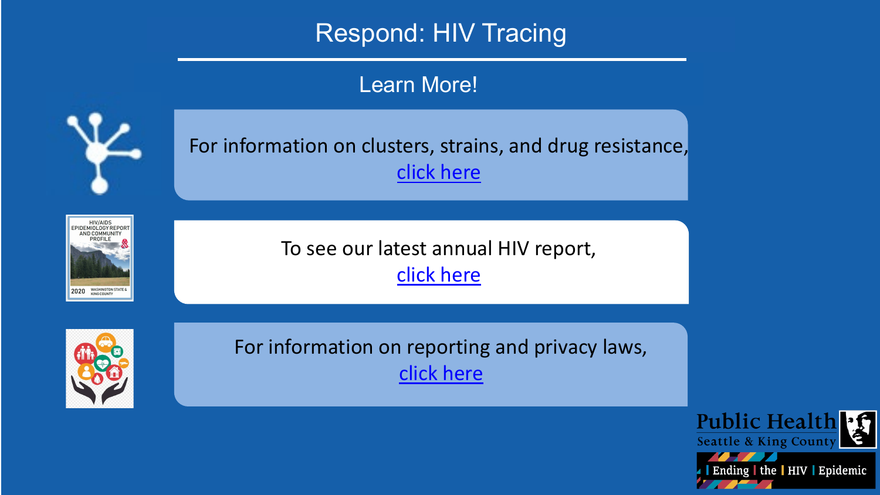# Respond: HIV Tracing

## Learn More!

For information on clusters, strains, and drug resistance,
click here

To see our latest annual HIV report,
click here

For information on reporting and privacy laws,
click here